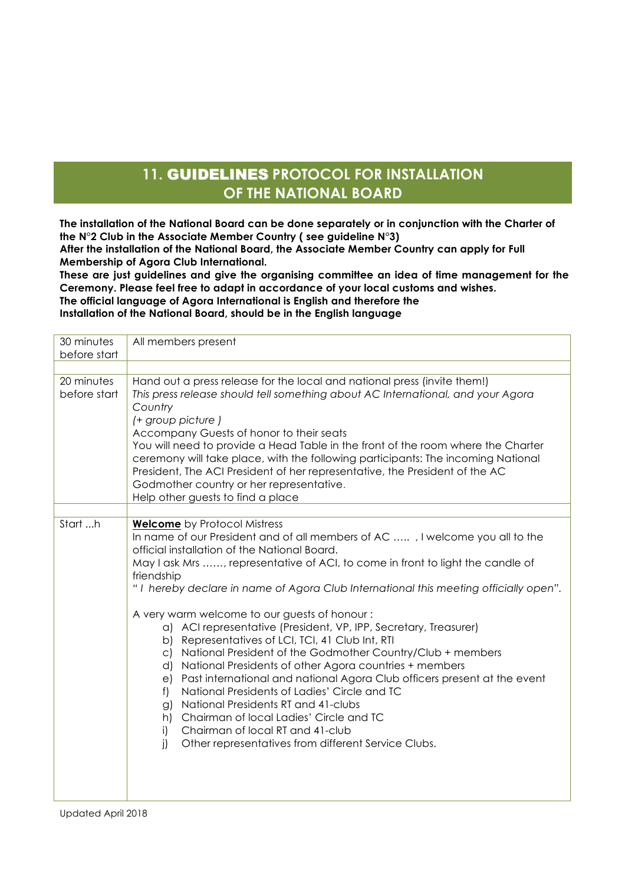# 11. GUIDELINES PROTOCOL FOR INSTALLATION OF THE NATIONAL BOARD

**The installation of the National Board can be done separately or in conjunction with the Charter of the N°2 Club in the Associate Member Country ( see guideline N°3)**
**After the installation of the National Board, the Associate Member Country can apply for Full Membership of Agora Club International.**
**These are just guidelines and give the organising committee an idea of time management for the Ceremony. Please feel free to adapt in accordance of your local customs and wishes.**
**The official language of Agora International is English and therefore the Installation of the National Board, should be in the English language**

| | |
|---|---|
| 30 minutes before start | All members present |
| | |
| 20 minutes before start | Hand out a press release for the local and national press (invite them!)<br>*This press release should tell something about AC International, and your Agora Country*<br>*(+ group picture )*<br>Accompany Guests of honor to their seats<br>You will need to provide a Head Table in the front of the room where the Charter ceremony will take place, with the following participants: The incoming National President, The ACI President of her representative, the President of the AC Godmother country or her representative.<br>Help other guests to find a place |
| | |
| Start ...h | **<u>Welcome</u>** by Protocol Mistress<br>In name of our President and of all members of AC ..... , I welcome you all to the official installation of the National Board.<br>May I ask Mrs ......, representative of ACI, to come in front to light the candle of friendship<br>*" I hereby declare in name of Agora Club International this meeting officially open".*<br><br>A very warm welcome to our guests of honour :<br>a) ACI representative (President, VP, IPP, Secretary, Treasurer)<br>b) Representatives of LCI, TCI, 41 Club Int, RTI<br>c) National President of the Godmother Country/Club + members<br>d) National Presidents of other Agora countries + members<br>e) Past international and national Agora Club officers present at the event<br>f) National Presidents of Ladies' Circle and TC<br>g) National Presidents RT and 41-clubs<br>h) Chairman of local Ladies' Circle and TC<br>i) Chairman of local RT and 41-club<br>j) Other representatives from different Service Clubs. |

Updated April 2018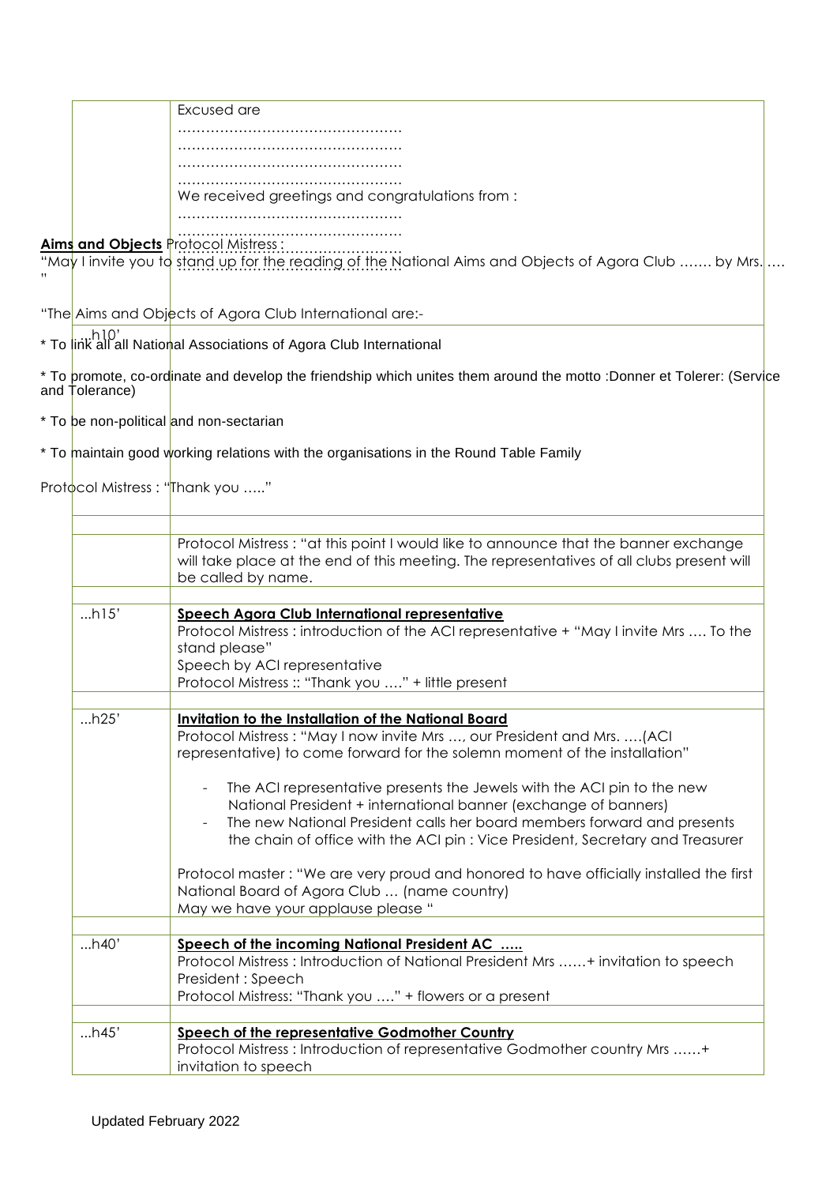| | |
|---|---|
| | Excused are<br>…………………………………………<br>…………………………………………<br>…………………………………………<br>…………………………………………<br>We received greetings and congratulations from :<br>…………………………………………<br>………………………………………… |
| …h10' | **Aims and Objects** Protocol Mistress :<br>"May I invite you to stand up for the reading of the National Aims and Objects of Agora Club ……. by Mrs. …."<br><br>"The Aims and Objects of Agora Club International are:-<br><br>* To link all all National Associations of Agora Club International<br><br>* To promote, co-ordinate and develop the friendship which unites them around the motto :Donner et Tolerer: (Service and Tolerance)<br><br>* To be non-political and non-sectarian<br><br>* To maintain good working relations with the organisations in the Round Table Family<br><br>Protocol Mistress : "Thank you ….." |
| | |
| | Protocol Mistress : "at this point I would like to announce that the banner exchange will take place at the end of this meeting. The representatives of all clubs present will be called by name. |
| | |
| …h15' | **Speech Agora Club International representative**<br>Protocol Mistress : introduction of the ACI representative + "May I invite Mrs …. To the stand please"<br>Speech by ACI representative<br>Protocol Mistress :: "Thank you …." + little present |
| | |
| …h25' | **Invitation to the Installation of the National Board**<br>Protocol Mistress : "May I now invite Mrs …, our President and Mrs. ….(ACI representative) to come forward for the solemn moment of the installation"<br><br>- The ACI representative presents the Jewels with the ACI pin to the new National President + international banner (exchange of banners)<br>- The new National President calls her board members forward and presents the chain of office with the ACI pin : Vice President, Secretary and Treasurer<br><br>Protocol master : "We are very proud and honored to have officially installed the first National Board of Agora Club … (name country)<br>May we have your applause please " |
| | |
| …h40' | **Speech of the incoming National President AC …..**<br>Protocol Mistress : Introduction of National President Mrs ……+ invitation to speech<br>President : Speech<br>Protocol Mistress: "Thank you …." + flowers or a present |
| | |
| …h45' | **Speech of the representative Godmother Country**<br>Protocol Mistress : Introduction of representative Godmother country Mrs ……+ invitation to speech |

Updated February 2022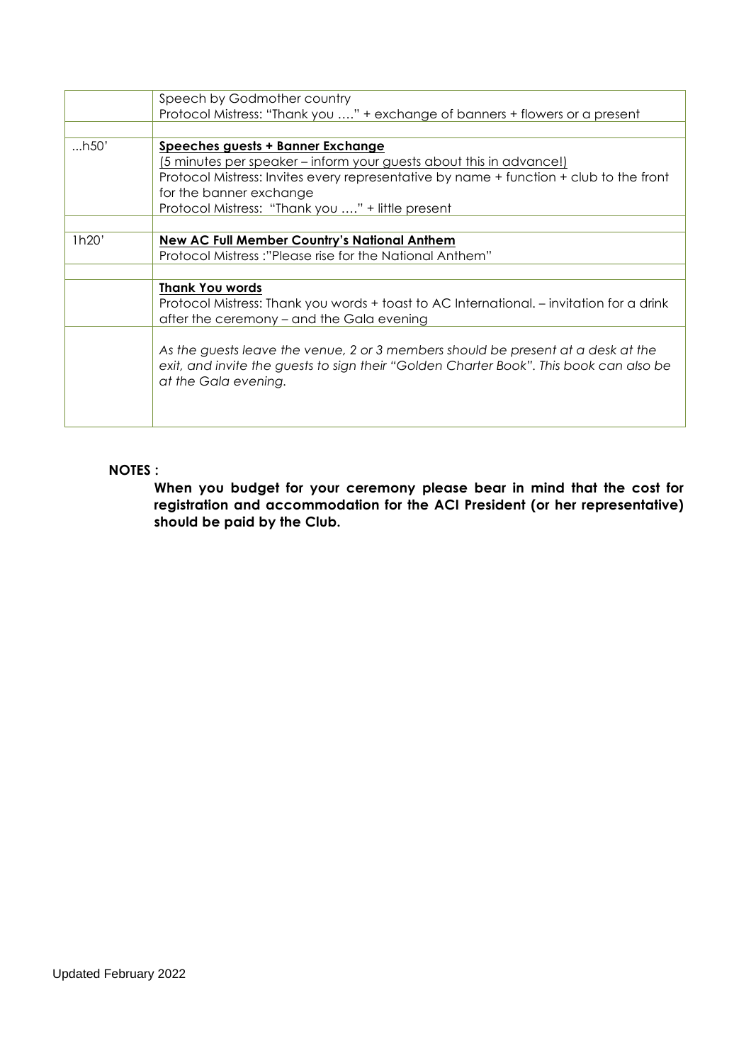| | |
|---|---|
| | Speech by Godmother country<br>Protocol Mistress: "Thank you …." + exchange of banners + flowers or a present |
| | |
| …h50' | **Speeches guests + Banner Exchange**<br>(5 minutes per speaker – inform your guests about this in advance!)<br>Protocol Mistress: Invites every representative by name + function + club to the front for the banner exchange<br>Protocol Mistress: "Thank you …." + little present |
| | |
| 1h20' | **New AC Full Member Country's National Anthem**<br>Protocol Mistress :"Please rise for the National Anthem" |
| | |
| | **Thank You words**<br>Protocol Mistress: Thank you words + toast to AC International. – invitation for a drink after the ceremony – and the Gala evening |
| | *As the guests leave the venue, 2 or 3 members should be present at a desk at the exit, and invite the guests to sign their "Golden Charter Book". This book can also be at the Gala evening.* |

**NOTES :**

**When you budget for your ceremony please bear in mind that the cost for registration and accommodation for the ACI President (or her representative) should be paid by the Club.**

Updated February 2022